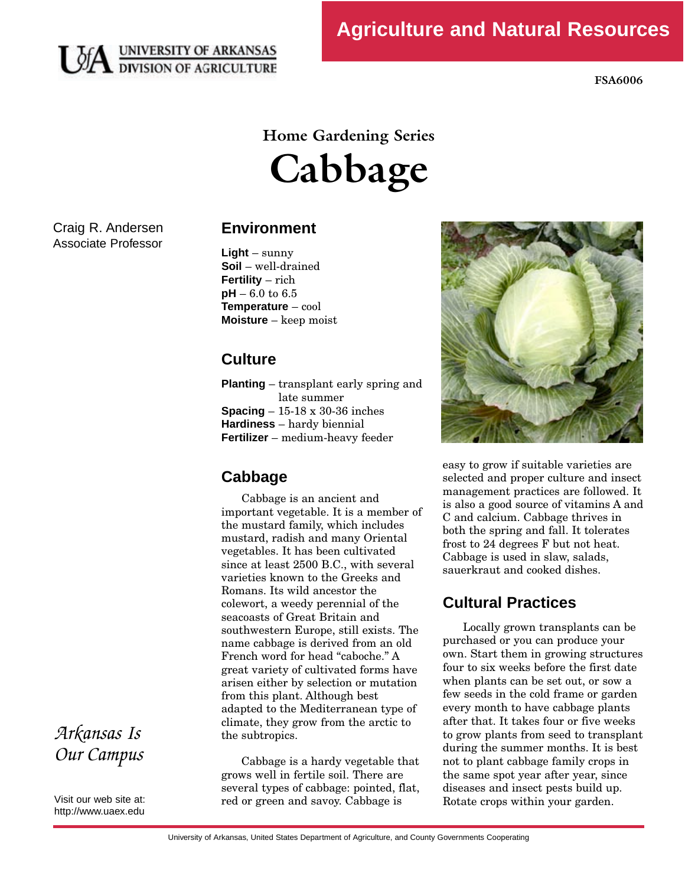Agriculture and Natural Resources

University of Arkansas Division of Agriculture

FSA6006

## Home Gardening Series

# Cabbage

Craig R. Andersen
Associate Professor

## Environment

**Light** – sunny
**Soil** – well-drained
**Fertility** – rich
**pH** – 6.0 to 6.5
**Temperature** – cool
**Moisture** – keep moist

## Culture

**Planting** – transplant early spring and late summer
**Spacing** – 15-18 x 30-36 inches
**Hardiness** – hardy biennial
**Fertilizer** – medium-heavy feeder

## Cabbage

Cabbage is an ancient and important vegetable. It is a member of the mustard family, which includes mustard, radish and many Oriental vegetables. It has been cultivated since at least 2500 B.C., with several varieties known to the Greeks and Romans. Its wild ancestor the colewort, a weedy perennial of the seacoasts of Great Britain and southwestern Europe, still exists. The name cabbage is derived from an old French word for head "caboche." A great variety of cultivated forms have arisen either by selection or mutation from this plant. Although best adapted to the Mediterranean type of climate, they grow from the arctic to the subtropics.

Cabbage is a hardy vegetable that grows well in fertile soil. There are several types of cabbage: pointed, flat, red or green and savoy. Cabbage is easy to grow if suitable varieties are selected and proper culture and insect management practices are followed. It is also a good source of vitamins A and C and calcium. Cabbage thrives in both the spring and fall. It tolerates frost to 24 degrees F but not heat. Cabbage is used in slaw, salads, sauerkraut and cooked dishes.

## Cultural Practices

Locally grown transplants can be purchased or you can produce your own. Start them in growing structures four to six weeks before the first date when plants can be set out, or sow a few seeds in the cold frame or garden every month to have cabbage plants after that. It takes four or five weeks to grow plants from seed to transplant during the summer months. It is best not to plant cabbage family crops in the same spot year after year, since diseases and insect pests build up. Rotate crops within your garden.

*Arkansas Is Our Campus*

Visit our web site at:
http://www.uaex.edu

University of Arkansas, United States Department of Agriculture, and County Governments Cooperating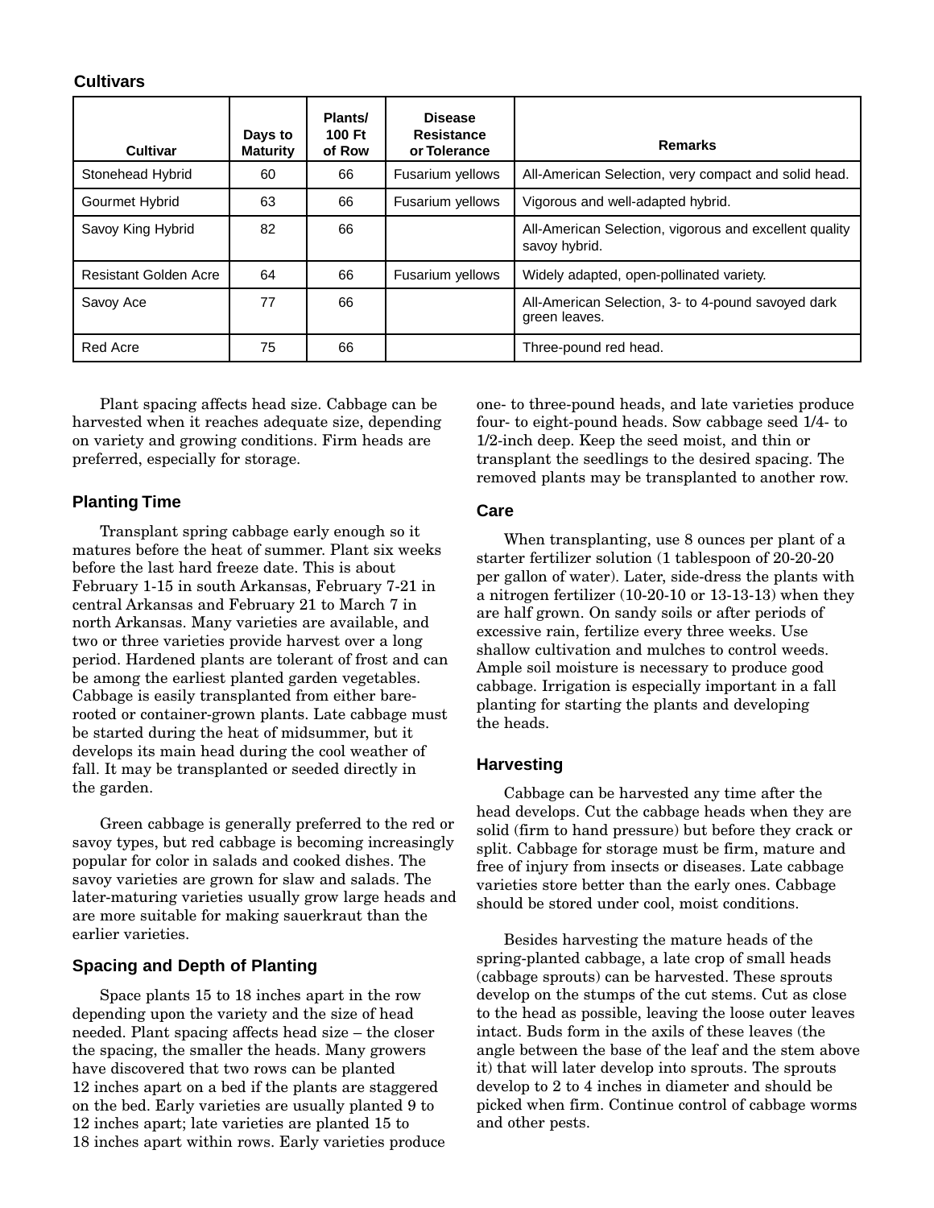## Cultivars

| Cultivar | Days to Maturity | Plants/ 100 Ft of Row | Disease Resistance or Tolerance | Remarks |
|---|---|---|---|---|
| Stonehead Hybrid | 60 | 66 | Fusarium yellows | All-American Selection, very compact and solid head. |
| Gourmet Hybrid | 63 | 66 | Fusarium yellows | Vigorous and well-adapted hybrid. |
| Savoy King Hybrid | 82 | 66 | | All-American Selection, vigorous and excellent quality savoy hybrid. |
| Resistant Golden Acre | 64 | 66 | Fusarium yellows | Widely adapted, open-pollinated variety. |
| Savoy Ace | 77 | 66 | | All-American Selection, 3- to 4-pound savoyed dark green leaves. |
| Red Acre | 75 | 66 | | Three-pound red head. |

Plant spacing affects head size. Cabbage can be harvested when it reaches adequate size, depending on variety and growing conditions. Firm heads are preferred, especially for storage.

## Planting Time

Transplant spring cabbage early enough so it matures before the heat of summer. Plant six weeks before the last hard freeze date. This is about February 1-15 in south Arkansas, February 7-21 in central Arkansas and February 21 to March 7 in north Arkansas. Many varieties are available, and two or three varieties provide harvest over a long period. Hardened plants are tolerant of frost and can be among the earliest planted garden vegetables. Cabbage is easily transplanted from either bare-rooted or container-grown plants. Late cabbage must be started during the heat of midsummer, but it develops its main head during the cool weather of fall. It may be transplanted or seeded directly in the garden.

Green cabbage is generally preferred to the red or savoy types, but red cabbage is becoming increasingly popular for color in salads and cooked dishes. The savoy varieties are grown for slaw and salads. The later-maturing varieties usually grow large heads and are more suitable for making sauerkraut than the earlier varieties.

## Spacing and Depth of Planting

Space plants 15 to 18 inches apart in the row depending upon the variety and the size of head needed. Plant spacing affects head size – the closer the spacing, the smaller the heads. Many growers have discovered that two rows can be planted 12 inches apart on a bed if the plants are staggered on the bed. Early varieties are usually planted 9 to 12 inches apart; late varieties are planted 15 to 18 inches apart within rows. Early varieties produce one- to three-pound heads, and late varieties produce four- to eight-pound heads. Sow cabbage seed 1/4- to 1/2-inch deep. Keep the seed moist, and thin or transplant the seedlings to the desired spacing. The removed plants may be transplanted to another row.

## Care

When transplanting, use 8 ounces per plant of a starter fertilizer solution (1 tablespoon of 20-20-20 per gallon of water). Later, side-dress the plants with a nitrogen fertilizer (10-20-10 or 13-13-13) when they are half grown. On sandy soils or after periods of excessive rain, fertilize every three weeks. Use shallow cultivation and mulches to control weeds. Ample soil moisture is necessary to produce good cabbage. Irrigation is especially important in a fall planting for starting the plants and developing the heads.

## Harvesting

Cabbage can be harvested any time after the head develops. Cut the cabbage heads when they are solid (firm to hand pressure) but before they crack or split. Cabbage for storage must be firm, mature and free of injury from insects or diseases. Late cabbage varieties store better than the early ones. Cabbage should be stored under cool, moist conditions.

Besides harvesting the mature heads of the spring-planted cabbage, a late crop of small heads (cabbage sprouts) can be harvested. These sprouts develop on the stumps of the cut stems. Cut as close to the head as possible, leaving the loose outer leaves intact. Buds form in the axils of these leaves (the angle between the base of the leaf and the stem above it) that will later develop into sprouts. The sprouts develop to 2 to 4 inches in diameter and should be picked when firm. Continue control of cabbage worms and other pests.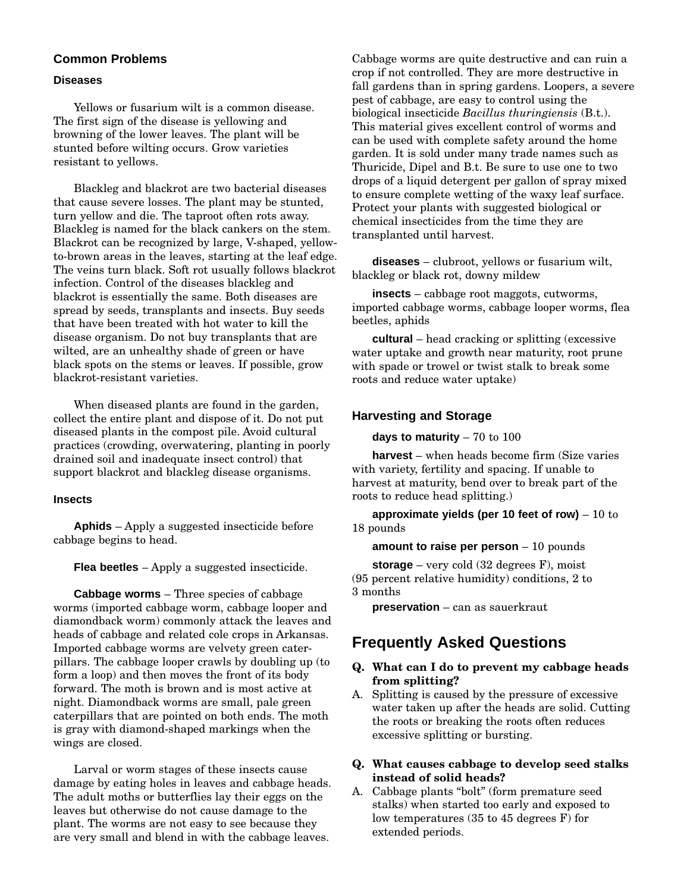## Common Problems

### Diseases

Yellows or fusarium wilt is a common disease. The first sign of the disease is yellowing and browning of the lower leaves. The plant will be stunted before wilting occurs. Grow varieties resistant to yellows.

Blackleg and blackrot are two bacterial diseases that cause severe losses. The plant may be stunted, turn yellow and die. The taproot often rots away. Blackleg is named for the black cankers on the stem. Blackrot can be recognized by large, V-shaped, yellow-to-brown areas in the leaves, starting at the leaf edge. The veins turn black. Soft rot usually follows blackrot infection. Control of the diseases blackleg and blackrot is essentially the same. Both diseases are spread by seeds, transplants and insects. Buy seeds that have been treated with hot water to kill the disease organism. Do not buy transplants that are wilted, are an unhealthy shade of green or have black spots on the stems or leaves. If possible, grow blackrot-resistant varieties.

When diseased plants are found in the garden, collect the entire plant and dispose of it. Do not put diseased plants in the compost pile. Avoid cultural practices (crowding, overwatering, planting in poorly drained soil and inadequate insect control) that support blackrot and blackleg disease organisms.

### Insects

**Aphids** – Apply a suggested insecticide before cabbage begins to head.

**Flea beetles** – Apply a suggested insecticide.

**Cabbage worms** – Three species of cabbage worms (imported cabbage worm, cabbage looper and diamondback worm) commonly attack the leaves and heads of cabbage and related cole crops in Arkansas. Imported cabbage worms are velvety green caterpillars. The cabbage looper crawls by doubling up (to form a loop) and then moves the front of its body forward. The moth is brown and is most active at night. Diamondback worms are small, pale green caterpillars that are pointed on both ends. The moth is gray with diamond-shaped markings when the wings are closed.

Larval or worm stages of these insects cause damage by eating holes in leaves and cabbage heads. The adult moths or butterflies lay their eggs on the leaves but otherwise do not cause damage to the plant. The worms are not easy to see because they are very small and blend in with the cabbage leaves. Cabbage worms are quite destructive and can ruin a crop if not controlled. They are more destructive in fall gardens than in spring gardens. Loopers, a severe pest of cabbage, are easy to control using the biological insecticide *Bacillus thuringiensis* (B.t.). This material gives excellent control of worms and can be used with complete safety around the home garden. It is sold under many trade names such as Thuricide, Dipel and B.t. Be sure to use one to two drops of a liquid detergent per gallon of spray mixed to ensure complete wetting of the waxy leaf surface. Protect your plants with suggested biological or chemical insecticides from the time they are transplanted until harvest.

**diseases** – clubroot, yellows or fusarium wilt, blackleg or black rot, downy mildew

**insects** – cabbage root maggots, cutworms, imported cabbage worms, cabbage looper worms, flea beetles, aphids

**cultural** – head cracking or splitting (excessive water uptake and growth near maturity, root prune with spade or trowel or twist stalk to break some roots and reduce water uptake)

### Harvesting and Storage

**days to maturity** – 70 to 100

**harvest** – when heads become firm (Size varies with variety, fertility and spacing. If unable to harvest at maturity, bend over to break part of the roots to reduce head splitting.)

**approximate yields (per 10 feet of row)** – 10 to 18 pounds

**amount to raise per person** – 10 pounds

**storage** – very cold (32 degrees F), moist (95 percent relative humidity) conditions, 2 to 3 months

**preservation** – can as sauerkraut

## Frequently Asked Questions

**Q. What can I do to prevent my cabbage heads from splitting?**

A. Splitting is caused by the pressure of excessive water taken up after the heads are solid. Cutting the roots or breaking the roots often reduces excessive splitting or bursting.

**Q. What causes cabbage to develop seed stalks instead of solid heads?**

A. Cabbage plants "bolt" (form premature seed stalks) when started too early and exposed to low temperatures (35 to 45 degrees F) for extended periods.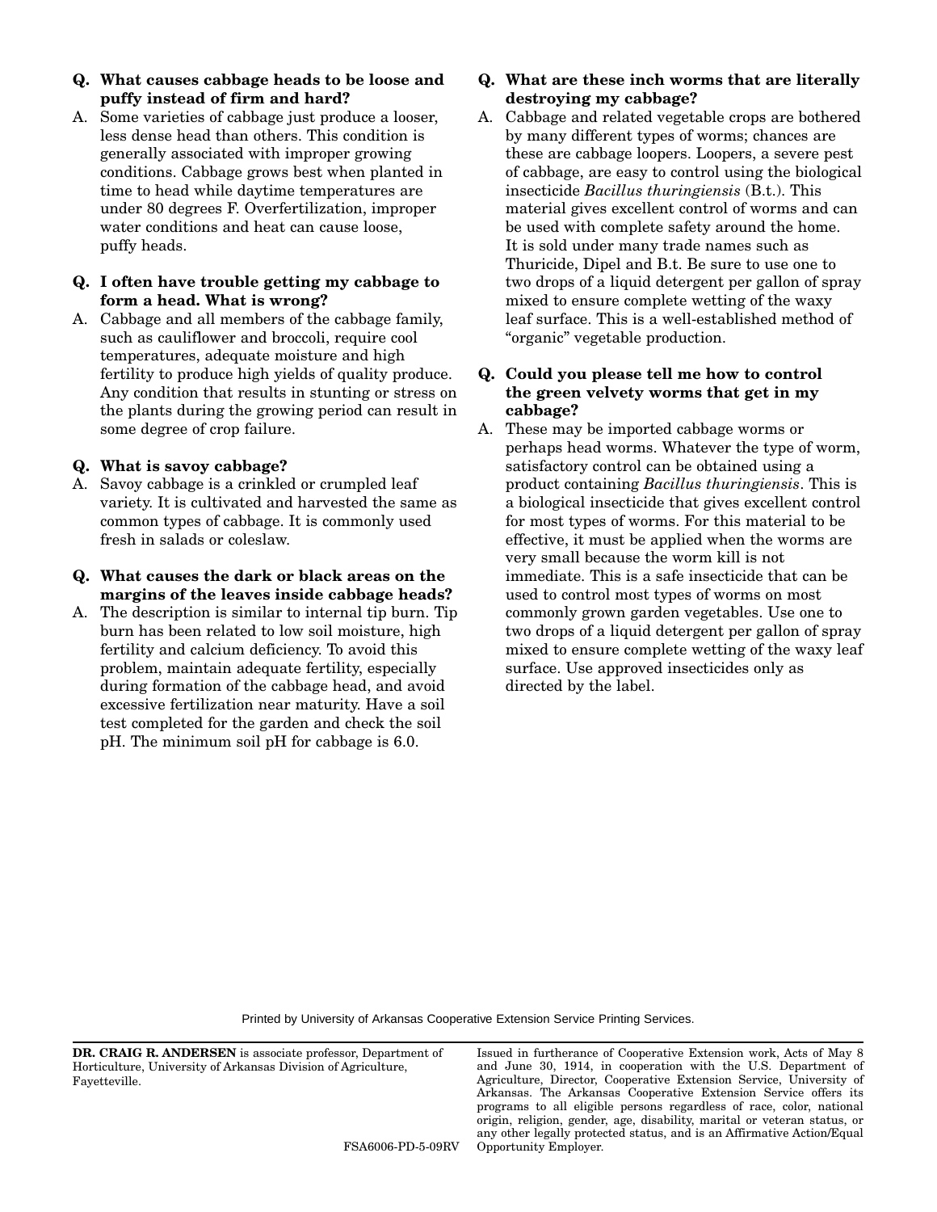**Q. What causes cabbage heads to be loose and puffy instead of firm and hard?**

A. Some varieties of cabbage just produce a looser, less dense head than others. This condition is generally associated with improper growing conditions. Cabbage grows best when planted in time to head while daytime temperatures are under 80 degrees F. Overfertilization, improper water conditions and heat can cause loose, puffy heads.

**Q. I often have trouble getting my cabbage to form a head. What is wrong?**

A. Cabbage and all members of the cabbage family, such as cauliflower and broccoli, require cool temperatures, adequate moisture and high fertility to produce high yields of quality produce. Any condition that results in stunting or stress on the plants during the growing period can result in some degree of crop failure.

**Q. What is savoy cabbage?**

A. Savoy cabbage is a crinkled or crumpled leaf variety. It is cultivated and harvested the same as common types of cabbage. It is commonly used fresh in salads or coleslaw.

**Q. What causes the dark or black areas on the margins of the leaves inside cabbage heads?**

A. The description is similar to internal tip burn. Tip burn has been related to low soil moisture, high fertility and calcium deficiency. To avoid this problem, maintain adequate fertility, especially during formation of the cabbage head, and avoid excessive fertilization near maturity. Have a soil test completed for the garden and check the soil pH. The minimum soil pH for cabbage is 6.0.

**Q. What are these inch worms that are literally destroying my cabbage?**

A. Cabbage and related vegetable crops are bothered by many different types of worms; chances are these are cabbage loopers. Loopers, a severe pest of cabbage, are easy to control using the biological insecticide *Bacillus thuringiensis* (B.t.). This material gives excellent control of worms and can be used with complete safety around the home. It is sold under many trade names such as Thuricide, Dipel and B.t. Be sure to use one to two drops of a liquid detergent per gallon of spray mixed to ensure complete wetting of the waxy leaf surface. This is a well-established method of "organic" vegetable production.

**Q. Could you please tell me how to control the green velvety worms that get in my cabbage?**

A. These may be imported cabbage worms or perhaps head worms. Whatever the type of worm, satisfactory control can be obtained using a product containing *Bacillus thuringiensis*. This is a biological insecticide that gives excellent control for most types of worms. For this material to be effective, it must be applied when the worms are very small because the worm kill is not immediate. This is a safe insecticide that can be used to control most types of worms on most commonly grown garden vegetables. Use one to two drops of a liquid detergent per gallon of spray mixed to ensure complete wetting of the waxy leaf surface. Use approved insecticides only as directed by the label.

Printed by University of Arkansas Cooperative Extension Service Printing Services.

---

**DR. CRAIG R. ANDERSEN** is associate professor, Department of Horticulture, University of Arkansas Division of Agriculture, Fayetteville.

FSA6006-PD-5-09RV

Issued in furtherance of Cooperative Extension work, Acts of May 8 and June 30, 1914, in cooperation with the U.S. Department of Agriculture, Director, Cooperative Extension Service, University of Arkansas. The Arkansas Cooperative Extension Service offers its programs to all eligible persons regardless of race, color, national origin, religion, gender, age, disability, marital or veteran status, or any other legally protected status, and is an Affirmative Action/Equal Opportunity Employer.